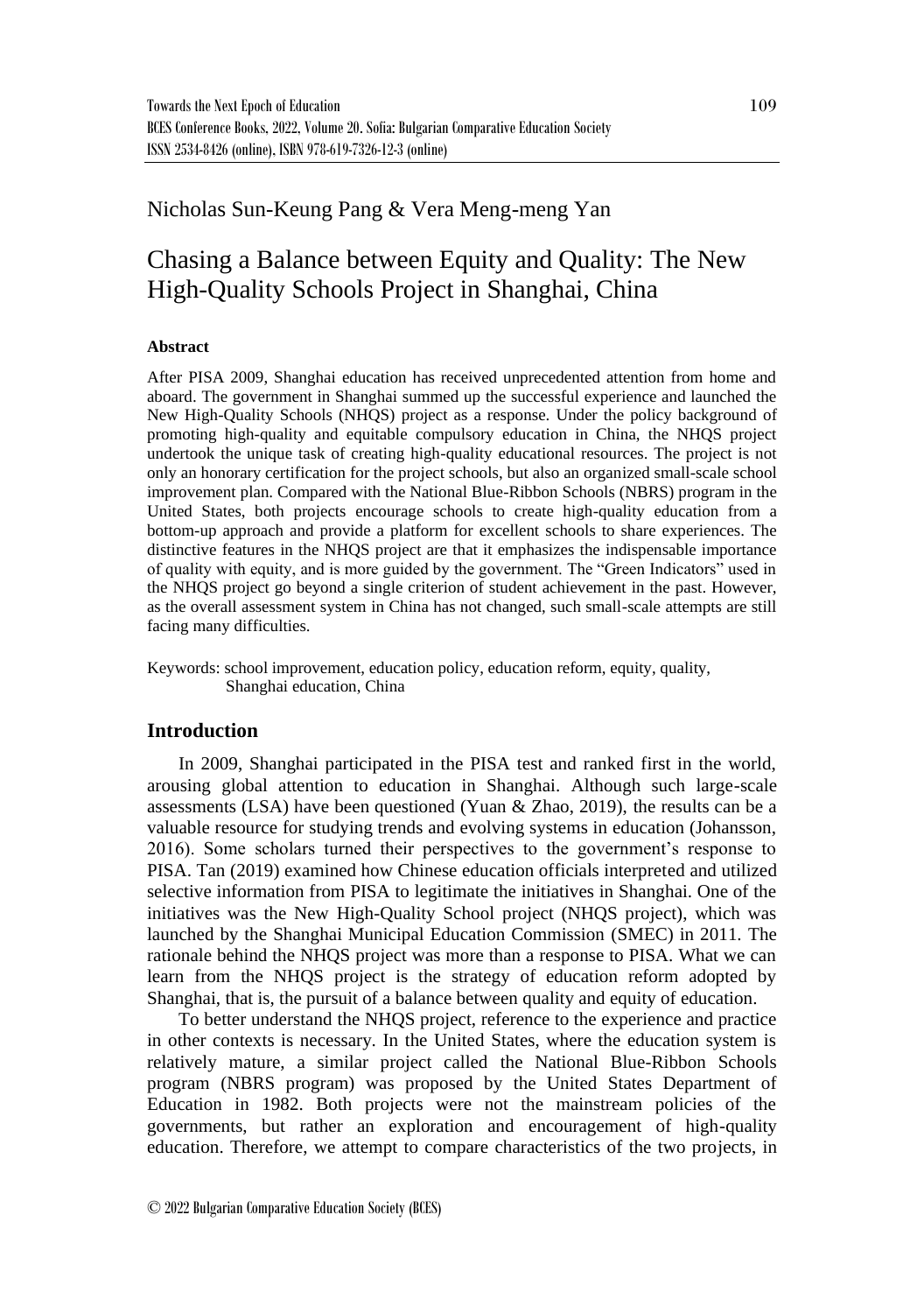Nicholas Sun-Keung Pang & Vera Meng-meng Yan

# Chasing a Balance between Equity and Quality: The New High-Quality Schools Project in Shanghai, China

### Abstract

After PISA 2009, Shanghai education has received unprecedented attention from home and aboard. The government in Shanghai summed up the successful experience and launched the New High-Quality Schools (NHQS) project as a response. Under the policy background of promoting high-quality and equitable compulsory education in China, the NHQS project undertook the unique task of creating high-quality educational resources. The project is not only an honorary certification for the project schools, but also an organized small-scale school improvement plan. Compared with the National Blue-Ribbon Schools (NBRS) program in the United States, both projects encourage schools to create high-quality education from a bottom-up approach and provide a platform for excellent schools to share experiences. The distinctive features in the NHQS project are that it emphasizes the indispensable importance of quality with equity, and is more guided by the government. The "Green Indicators" used in the NHQS project go beyond a single criterion of student achievement in the past. However, as the overall assessment system in China has not changed, such small-scale attempts are still facing many difficulties.

Keywords: school improvement, education policy, education reform, equity, quality, Shanghai education, China

## Introduction

In 2009, Shanghai participated in the PISA test and ranked first in the world, arousing global attention to education in Shanghai. Although such large-scale assessments (LSA) have been questioned (Yuan & Zhao, 2019), the results can be a valuable resource for studying trends and evolving systems in education (Johansson, 2016). Some scholars turned their perspectives to the government's response to PISA. Tan (2019) examined how Chinese education officials interpreted and utilized selective information from PISA to legitimate the initiatives in Shanghai. One of the initiatives was the New High-Quality School project (NHQS project), which was launched by the Shanghai Municipal Education Commission (SMEC) in 2011. The rationale behind the NHQS project was more than a response to PISA. What we can learn from the NHQS project is the strategy of education reform adopted by Shanghai, that is, the pursuit of a balance between quality and equity of education.

To better understand the NHQS project, reference to the experience and practice in other contexts is necessary. In the United States, where the education system is relatively mature, a similar project called the National Blue-Ribbon Schools program (NBRS program) was proposed by the United States Department of Education in 1982. Both projects were not the mainstream policies of the governments, but rather an exploration and encouragement of high-quality education. Therefore, we attempt to compare characteristics of the two projects, in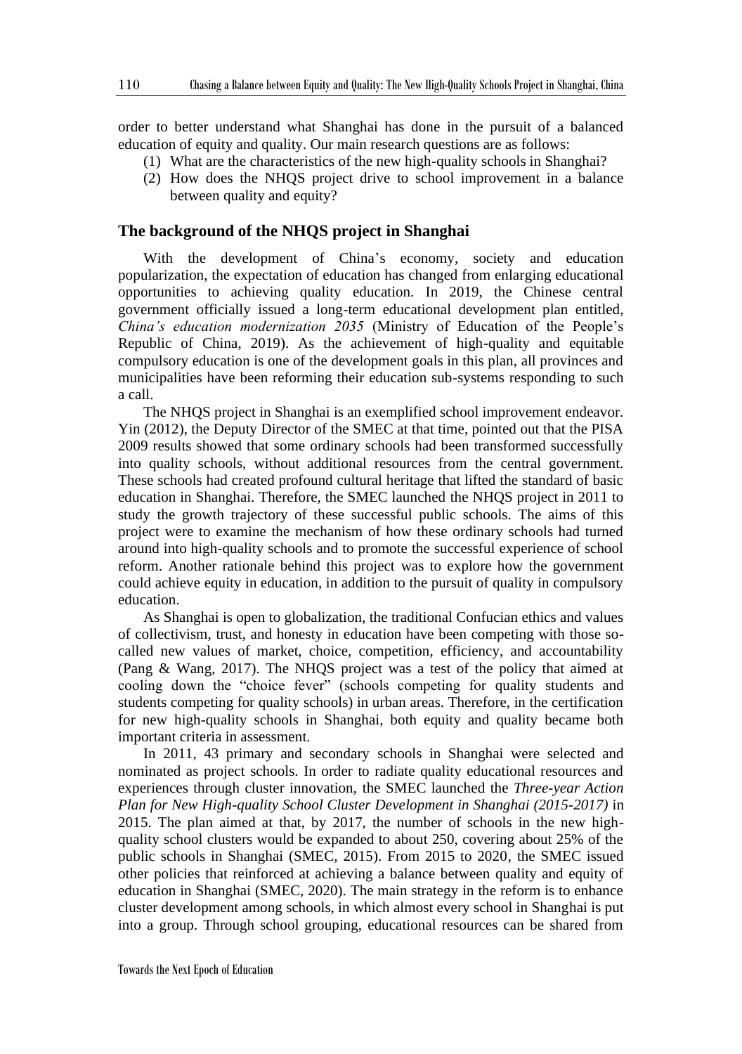order to better understand what Shanghai has done in the pursuit of a balanced education of equity and quality. Our main research questions are as follows:

1. What are the characteristics of the new high-quality schools in Shanghai?
2. How does the NHQS project drive to school improvement in a balance between quality and equity?

## The background of the NHQS project in Shanghai

With the development of China's economy, society and education popularization, the expectation of education has changed from enlarging educational opportunities to achieving quality education. In 2019, the Chinese central government officially issued a long-term educational development plan entitled, *China's education modernization 2035* (Ministry of Education of the People's Republic of China, 2019). As the achievement of high-quality and equitable compulsory education is one of the development goals in this plan, all provinces and municipalities have been reforming their education sub-systems responding to such a call.

The NHQS project in Shanghai is an exemplified school improvement endeavor. Yin (2012), the Deputy Director of the SMEC at that time, pointed out that the PISA 2009 results showed that some ordinary schools had been transformed successfully into quality schools, without additional resources from the central government. These schools had created profound cultural heritage that lifted the standard of basic education in Shanghai. Therefore, the SMEC launched the NHQS project in 2011 to study the growth trajectory of these successful public schools. The aims of this project were to examine the mechanism of how these ordinary schools had turned around into high-quality schools and to promote the successful experience of school reform. Another rationale behind this project was to explore how the government could achieve equity in education, in addition to the pursuit of quality in compulsory education.

As Shanghai is open to globalization, the traditional Confucian ethics and values of collectivism, trust, and honesty in education have been competing with those so-called new values of market, choice, competition, efficiency, and accountability (Pang & Wang, 2017). The NHQS project was a test of the policy that aimed at cooling down the "choice fever" (schools competing for quality students and students competing for quality schools) in urban areas. Therefore, in the certification for new high-quality schools in Shanghai, both equity and quality became both important criteria in assessment.

In 2011, 43 primary and secondary schools in Shanghai were selected and nominated as project schools. In order to radiate quality educational resources and experiences through cluster innovation, the SMEC launched the *Three-year Action Plan for New High-quality School Cluster Development in Shanghai (2015-2017)* in 2015. The plan aimed at that, by 2017, the number of schools in the new high-quality school clusters would be expanded to about 250, covering about 25% of the public schools in Shanghai (SMEC, 2015). From 2015 to 2020, the SMEC issued other policies that reinforced at achieving a balance between quality and equity of education in Shanghai (SMEC, 2020). The main strategy in the reform is to enhance cluster development among schools, in which almost every school in Shanghai is put into a group. Through school grouping, educational resources can be shared from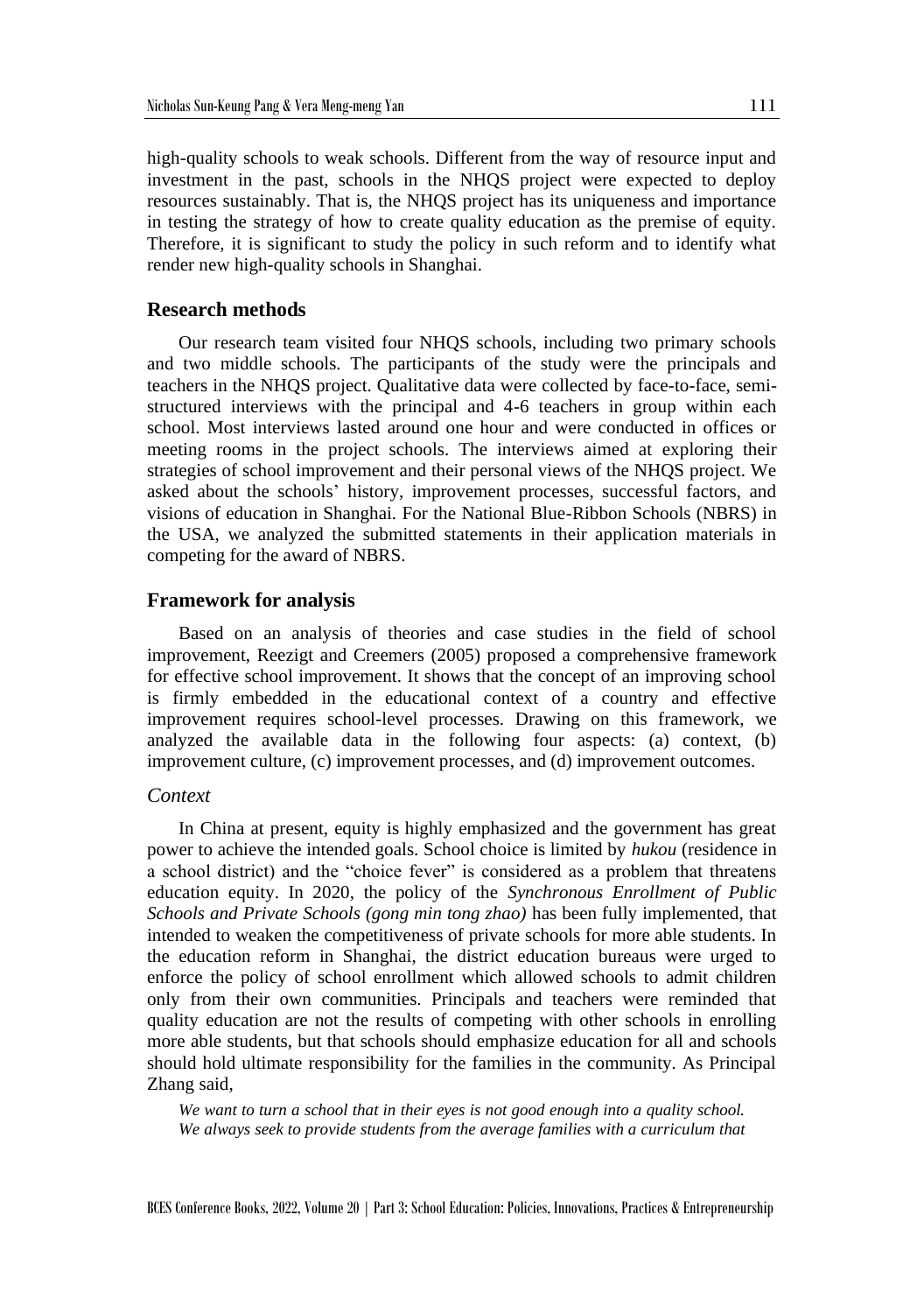high-quality schools to weak schools. Different from the way of resource input and investment in the past, schools in the NHQS project were expected to deploy resources sustainably. That is, the NHQS project has its uniqueness and importance in testing the strategy of how to create quality education as the premise of equity. Therefore, it is significant to study the policy in such reform and to identify what render new high-quality schools in Shanghai.

## Research methods

Our research team visited four NHQS schools, including two primary schools and two middle schools. The participants of the study were the principals and teachers in the NHQS project. Qualitative data were collected by face-to-face, semi-structured interviews with the principal and 4-6 teachers in group within each school. Most interviews lasted around one hour and were conducted in offices or meeting rooms in the project schools. The interviews aimed at exploring their strategies of school improvement and their personal views of the NHQS project. We asked about the schools' history, improvement processes, successful factors, and visions of education in Shanghai. For the National Blue-Ribbon Schools (NBRS) in the USA, we analyzed the submitted statements in their application materials in competing for the award of NBRS.

## Framework for analysis

Based on an analysis of theories and case studies in the field of school improvement, Reezigt and Creemers (2005) proposed a comprehensive framework for effective school improvement. It shows that the concept of an improving school is firmly embedded in the educational context of a country and effective improvement requires school-level processes. Drawing on this framework, we analyzed the available data in the following four aspects: (a) context, (b) improvement culture, (c) improvement processes, and (d) improvement outcomes.

### *Context*

In China at present, equity is highly emphasized and the government has great power to achieve the intended goals. School choice is limited by *hukou* (residence in a school district) and the "choice fever" is considered as a problem that threatens education equity. In 2020, the policy of the *Synchronous Enrollment of Public Schools and Private Schools (gong min tong zhao)* has been fully implemented, that intended to weaken the competitiveness of private schools for more able students. In the education reform in Shanghai, the district education bureaus were urged to enforce the policy of school enrollment which allowed schools to admit children only from their own communities. Principals and teachers were reminded that quality education are not the results of competing with other schools in enrolling more able students, but that schools should emphasize education for all and schools should hold ultimate responsibility for the families in the community. As Principal Zhang said,

> *We want to turn a school that in their eyes is not good enough into a quality school. We always seek to provide students from the average families with a curriculum that*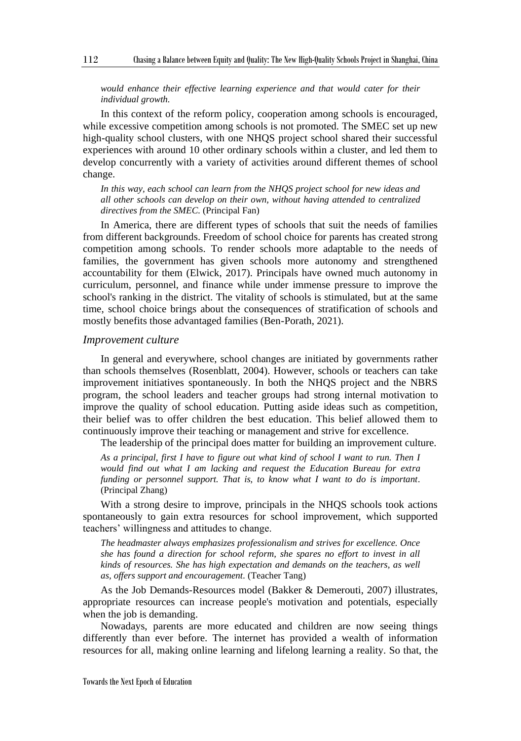*would enhance their effective learning experience and that would cater for their individual growth.*

In this context of the reform policy, cooperation among schools is encouraged, while excessive competition among schools is not promoted. The SMEC set up new high-quality school clusters, with one NHQS project school shared their successful experiences with around 10 other ordinary schools within a cluster, and led them to develop concurrently with a variety of activities around different themes of school change.

*In this way, each school can learn from the NHQS project school for new ideas and all other schools can develop on their own, without having attended to centralized directives from the SMEC.* (Principal Fan)

In America, there are different types of schools that suit the needs of families from different backgrounds. Freedom of school choice for parents has created strong competition among schools. To render schools more adaptable to the needs of families, the government has given schools more autonomy and strengthened accountability for them (Elwick, 2017). Principals have owned much autonomy in curriculum, personnel, and finance while under immense pressure to improve the school's ranking in the district. The vitality of schools is stimulated, but at the same time, school choice brings about the consequences of stratification of schools and mostly benefits those advantaged families (Ben-Porath, 2021).

### *Improvement culture*

In general and everywhere, school changes are initiated by governments rather than schools themselves (Rosenblatt, 2004). However, schools or teachers can take improvement initiatives spontaneously. In both the NHQS project and the NBRS program, the school leaders and teacher groups had strong internal motivation to improve the quality of school education. Putting aside ideas such as competition, their belief was to offer children the best education. This belief allowed them to continuously improve their teaching or management and strive for excellence.

The leadership of the principal does matter for building an improvement culture.

*As a principal, first I have to figure out what kind of school I want to run. Then I would find out what I am lacking and request the Education Bureau for extra funding or personnel support. That is, to know what I want to do is important*. (Principal Zhang)

With a strong desire to improve, principals in the NHQS schools took actions spontaneously to gain extra resources for school improvement, which supported teachers' willingness and attitudes to change.

*The headmaster always emphasizes professionalism and strives for excellence. Once she has found a direction for school reform, she spares no effort to invest in all kinds of resources. She has high expectation and demands on the teachers, as well as, offers support and encouragement.* (Teacher Tang)

As the Job Demands-Resources model (Bakker & Demerouti, 2007) illustrates, appropriate resources can increase people's motivation and potentials, especially when the job is demanding.

Nowadays, parents are more educated and children are now seeing things differently than ever before. The internet has provided a wealth of information resources for all, making online learning and lifelong learning a reality. So that, the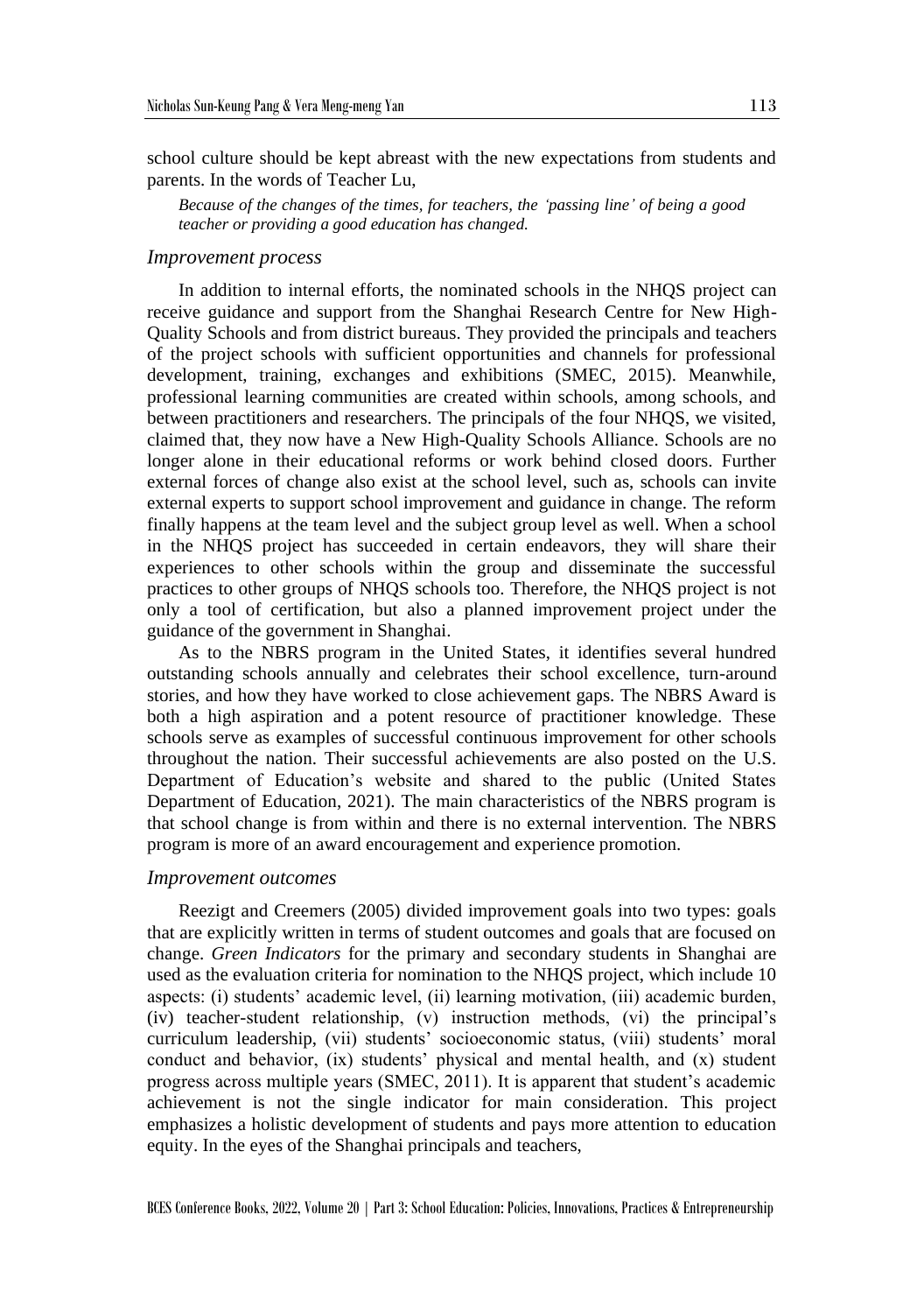school culture should be kept abreast with the new expectations from students and parents. In the words of Teacher Lu,

> *Because of the changes of the times, for teachers, the 'passing line' of being a good teacher or providing a good education has changed.*

### *Improvement process*

In addition to internal efforts, the nominated schools in the NHQS project can receive guidance and support from the Shanghai Research Centre for New High-Quality Schools and from district bureaus. They provided the principals and teachers of the project schools with sufficient opportunities and channels for professional development, training, exchanges and exhibitions (SMEC, 2015). Meanwhile, professional learning communities are created within schools, among schools, and between practitioners and researchers. The principals of the four NHQS, we visited, claimed that, they now have a New High-Quality Schools Alliance. Schools are no longer alone in their educational reforms or work behind closed doors. Further external forces of change also exist at the school level, such as, schools can invite external experts to support school improvement and guidance in change. The reform finally happens at the team level and the subject group level as well. When a school in the NHQS project has succeeded in certain endeavors, they will share their experiences to other schools within the group and disseminate the successful practices to other groups of NHQS schools too. Therefore, the NHQS project is not only a tool of certification, but also a planned improvement project under the guidance of the government in Shanghai.

As to the NBRS program in the United States, it identifies several hundred outstanding schools annually and celebrates their school excellence, turn-around stories, and how they have worked to close achievement gaps. The NBRS Award is both a high aspiration and a potent resource of practitioner knowledge. These schools serve as examples of successful continuous improvement for other schools throughout the nation. Their successful achievements are also posted on the U.S. Department of Education's website and shared to the public (United States Department of Education, 2021). The main characteristics of the NBRS program is that school change is from within and there is no external intervention. The NBRS program is more of an award encouragement and experience promotion.

### *Improvement outcomes*

Reezigt and Creemers (2005) divided improvement goals into two types: goals that are explicitly written in terms of student outcomes and goals that are focused on change. *Green Indicators* for the primary and secondary students in Shanghai are used as the evaluation criteria for nomination to the NHQS project, which include 10 aspects: (i) students' academic level, (ii) learning motivation, (iii) academic burden, (iv) teacher-student relationship, (v) instruction methods, (vi) the principal's curriculum leadership, (vii) students' socioeconomic status, (viii) students' moral conduct and behavior, (ix) students' physical and mental health, and (x) student progress across multiple years (SMEC, 2011). It is apparent that student's academic achievement is not the single indicator for main consideration. This project emphasizes a holistic development of students and pays more attention to education equity. In the eyes of the Shanghai principals and teachers,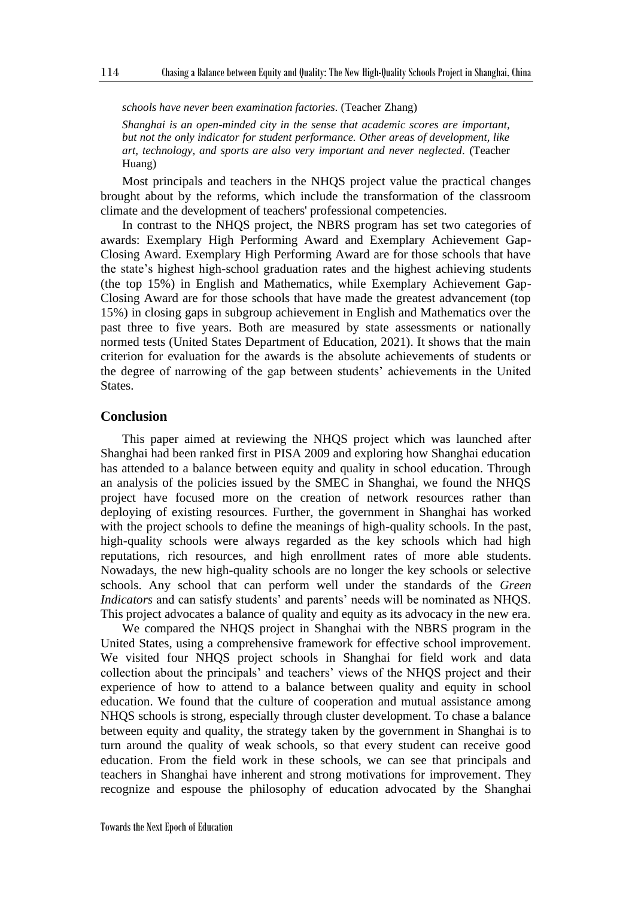*schools have never been examination factories*. (Teacher Zhang)

*Shanghai is an open-minded city in the sense that academic scores are important, but not the only indicator for student performance. Other areas of development, like art, technology, and sports are also very important and never neglected*. (Teacher Huang)

Most principals and teachers in the NHQS project value the practical changes brought about by the reforms, which include the transformation of the classroom climate and the development of teachers' professional competencies.

In contrast to the NHQS project, the NBRS program has set two categories of awards: Exemplary High Performing Award and Exemplary Achievement Gap-Closing Award. Exemplary High Performing Award are for those schools that have the state's highest high-school graduation rates and the highest achieving students (the top 15%) in English and Mathematics, while Exemplary Achievement Gap-Closing Award are for those schools that have made the greatest advancement (top 15%) in closing gaps in subgroup achievement in English and Mathematics over the past three to five years. Both are measured by state assessments or nationally normed tests (United States Department of Education, 2021). It shows that the main criterion for evaluation for the awards is the absolute achievements of students or the degree of narrowing of the gap between students' achievements in the United States.

## Conclusion

This paper aimed at reviewing the NHQS project which was launched after Shanghai had been ranked first in PISA 2009 and exploring how Shanghai education has attended to a balance between equity and quality in school education. Through an analysis of the policies issued by the SMEC in Shanghai, we found the NHQS project have focused more on the creation of network resources rather than deploying of existing resources. Further, the government in Shanghai has worked with the project schools to define the meanings of high-quality schools. In the past, high-quality schools were always regarded as the key schools which had high reputations, rich resources, and high enrollment rates of more able students. Nowadays, the new high-quality schools are no longer the key schools or selective schools. Any school that can perform well under the standards of the *Green Indicators* and can satisfy students' and parents' needs will be nominated as NHQS. This project advocates a balance of quality and equity as its advocacy in the new era.

We compared the NHQS project in Shanghai with the NBRS program in the United States, using a comprehensive framework for effective school improvement. We visited four NHQS project schools in Shanghai for field work and data collection about the principals' and teachers' views of the NHQS project and their experience of how to attend to a balance between quality and equity in school education. We found that the culture of cooperation and mutual assistance among NHQS schools is strong, especially through cluster development. To chase a balance between equity and quality, the strategy taken by the government in Shanghai is to turn around the quality of weak schools, so that every student can receive good education. From the field work in these schools, we can see that principals and teachers in Shanghai have inherent and strong motivations for improvement. They recognize and espouse the philosophy of education advocated by the Shanghai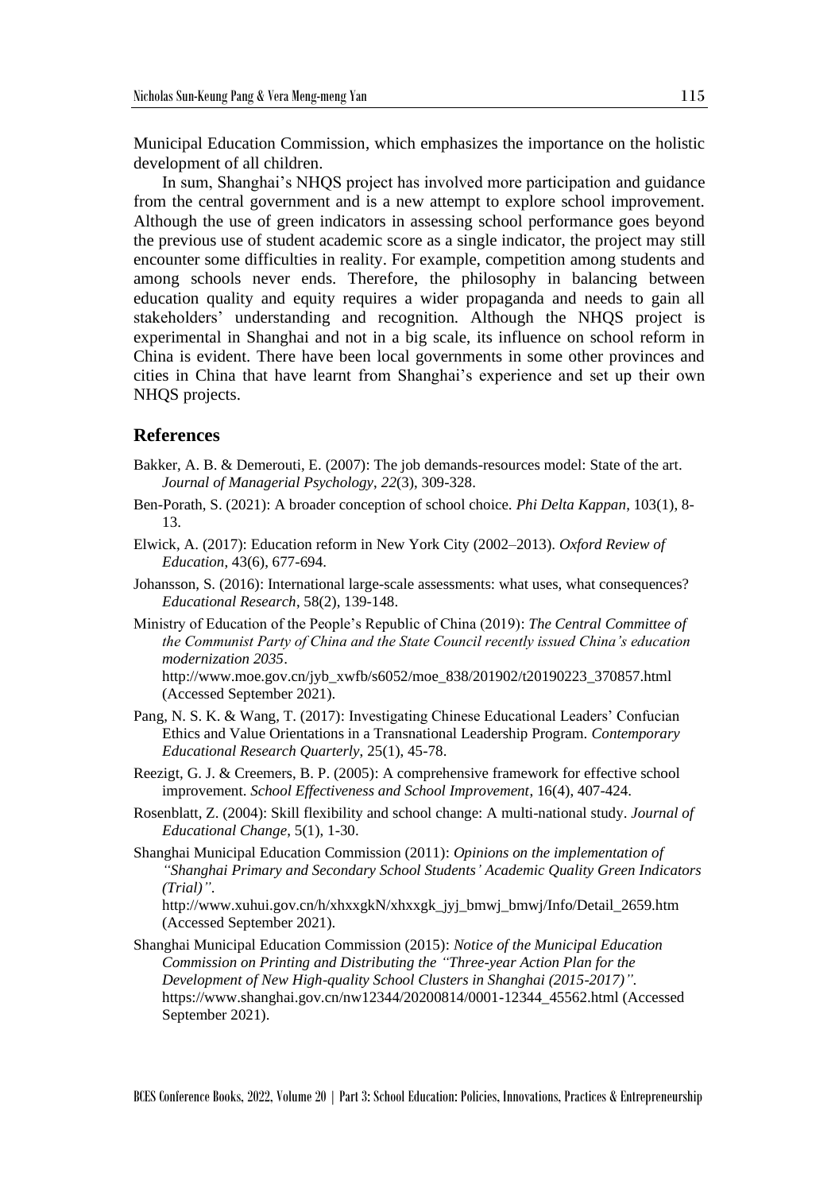Municipal Education Commission, which emphasizes the importance on the holistic development of all children.

In sum, Shanghai's NHQS project has involved more participation and guidance from the central government and is a new attempt to explore school improvement. Although the use of green indicators in assessing school performance goes beyond the previous use of student academic score as a single indicator, the project may still encounter some difficulties in reality. For example, competition among students and among schools never ends. Therefore, the philosophy in balancing between education quality and equity requires a wider propaganda and needs to gain all stakeholders' understanding and recognition. Although the NHQS project is experimental in Shanghai and not in a big scale, its influence on school reform in China is evident. There have been local governments in some other provinces and cities in China that have learnt from Shanghai's experience and set up their own NHQS projects.

## References

Bakker, A. B. & Demerouti, E. (2007): The job demands-resources model: State of the art. *Journal of Managerial Psychology*, *22*(3), 309-328.

Ben-Porath, S. (2021): A broader conception of school choice. *Phi Delta Kappan*, 103(1), 8-13.

Elwick, A. (2017): Education reform in New York City (2002–2013). *Oxford Review of Education*, 43(6), 677-694.

Johansson, S. (2016): International large-scale assessments: what uses, what consequences? *Educational Research*, 58(2), 139-148.

Ministry of Education of the People's Republic of China (2019): *The Central Committee of the Communist Party of China and the State Council recently issued China's education modernization 2035*. http://www.moe.gov.cn/jyb_xwfb/s6052/moe_838/201902/t20190223_370857.html (Accessed September 2021).

Pang, N. S. K. & Wang, T. (2017): Investigating Chinese Educational Leaders' Confucian Ethics and Value Orientations in a Transnational Leadership Program. *Contemporary Educational Research Quarterly*, 25(1), 45-78.

Reezigt, G. J. & Creemers, B. P. (2005): A comprehensive framework for effective school improvement. *School Effectiveness and School Improvement*, 16(4), 407-424.

Rosenblatt, Z. (2004): Skill flexibility and school change: A multi-national study. *Journal of Educational Change*, 5(1), 1-30.

Shanghai Municipal Education Commission (2011): *Opinions on the implementation of "Shanghai Primary and Secondary School Students' Academic Quality Green Indicators (Trial)"*. http://www.xuhui.gov.cn/h/xhxxgkN/xhxxgk_jyj_bmwj_bmwj/Info/Detail_2659.htm (Accessed September 2021).

Shanghai Municipal Education Commission (2015): *Notice of the Municipal Education Commission on Printing and Distributing the "Three-year Action Plan for the Development of New High-quality School Clusters in Shanghai (2015-2017)"*. https://www.shanghai.gov.cn/nw12344/20200814/0001-12344_45562.html (Accessed September 2021).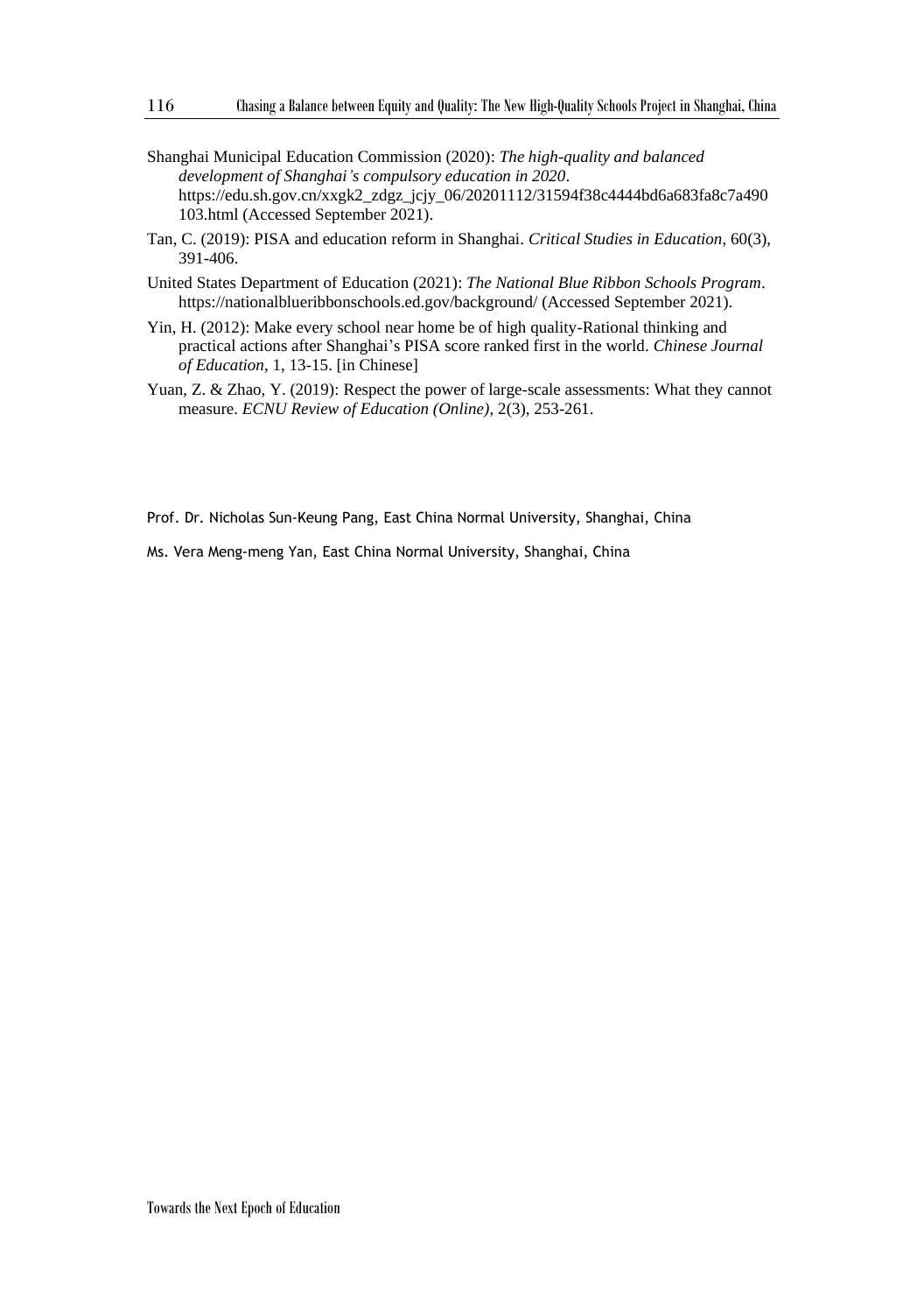Shanghai Municipal Education Commission (2020): *The high-quality and balanced development of Shanghai's compulsory education in 2020*. https://edu.sh.gov.cn/xxgk2_zdgz_jcjy_06/20201112/31594f38c4444bd6a683fa8c7a490103.html (Accessed September 2021).

Tan, C. (2019): PISA and education reform in Shanghai. *Critical Studies in Education*, 60(3), 391-406.

United States Department of Education (2021): *The National Blue Ribbon Schools Program*. https://nationalblueribbonschools.ed.gov/background/ (Accessed September 2021).

Yin, H. (2012): Make every school near home be of high quality-Rational thinking and practical actions after Shanghai's PISA score ranked first in the world. *Chinese Journal of Education*, 1, 13-15. [in Chinese]

Yuan, Z. & Zhao, Y. (2019): Respect the power of large-scale assessments: What they cannot measure. *ECNU Review of Education (Online)*, 2(3), 253-261.

Prof. Dr. Nicholas Sun-Keung Pang, East China Normal University, Shanghai, China

Ms. Vera Meng-meng Yan, East China Normal University, Shanghai, China